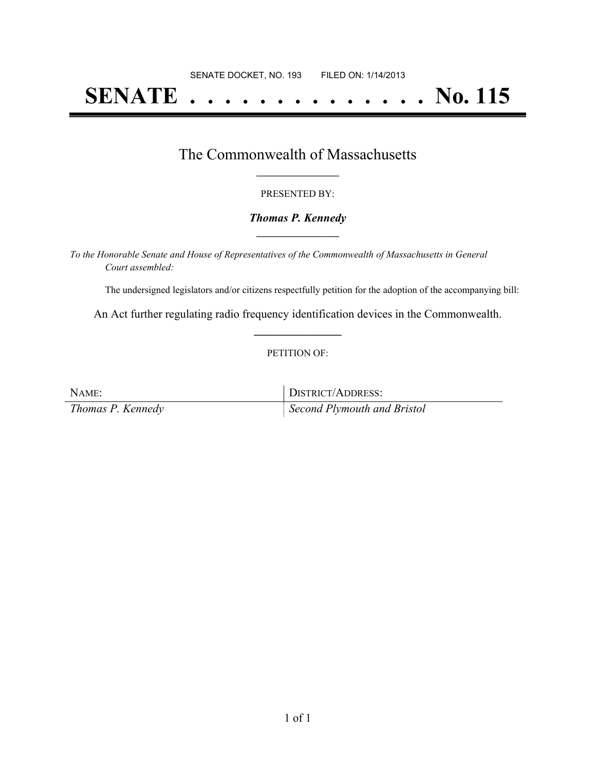SENATE DOCKET, NO. 193 FILED ON: 1/14/2013

# SENATE . . . . . . . . . . . . . . No. 115

## The Commonwealth of Massachusetts

PRESENTED BY:

***Thomas P. Kennedy***

*To the Honorable Senate and House of Representatives of the Commonwealth of Massachusetts in General Court assembled:*

The undersigned legislators and/or citizens respectfully petition for the adoption of the accompanying bill:

An Act further regulating radio frequency identification devices in the Commonwealth.

PETITION OF:

| NAME: | DISTRICT/ADDRESS: |
| --- | --- |
| *Thomas P. Kennedy* | *Second Plymouth and Bristol* |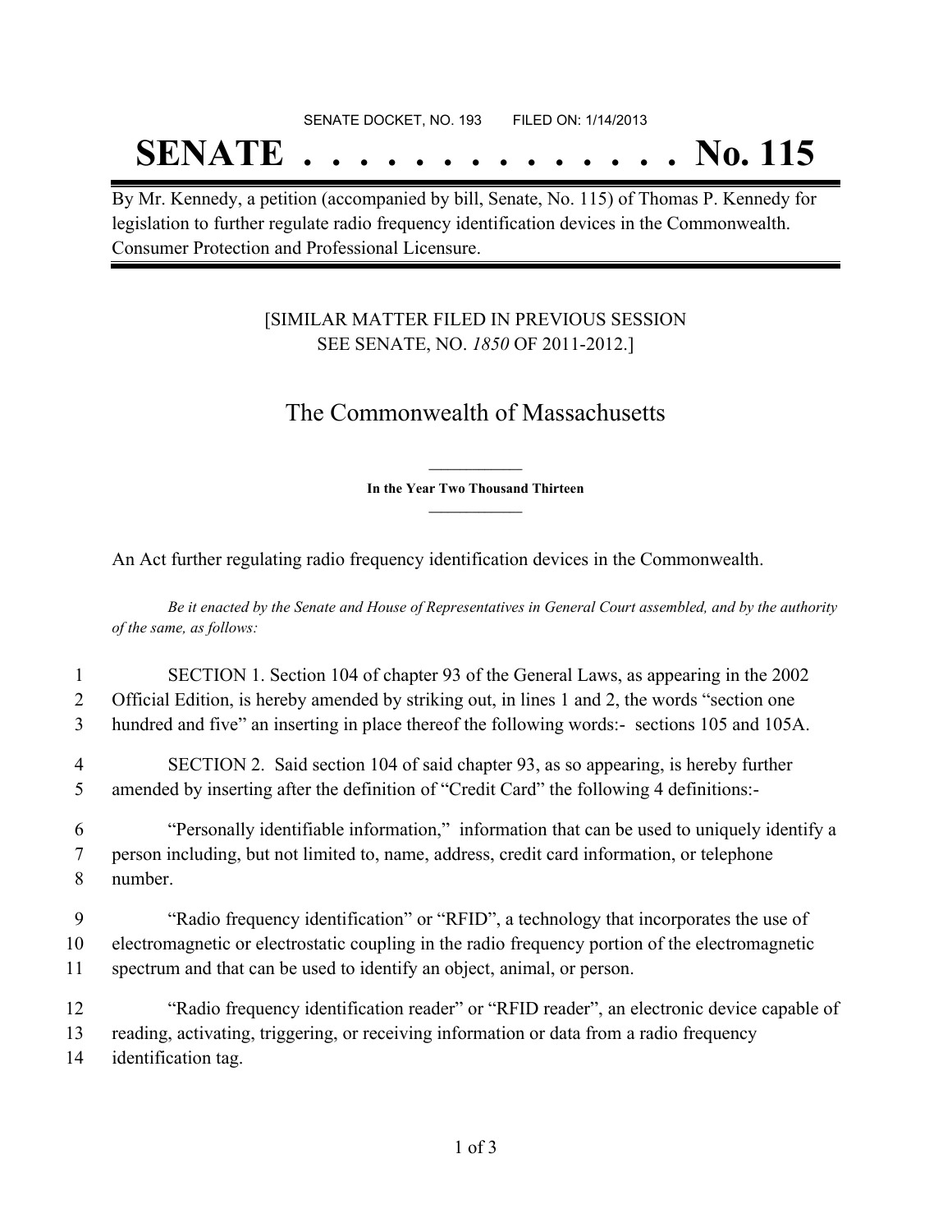SENATE DOCKET, NO. 193        FILED ON: 1/14/2013

# SENATE . . . . . . . . . . . . . . No. 115

By Mr. Kennedy, a petition (accompanied by bill, Senate, No. 115) of Thomas P. Kennedy for legislation to further regulate radio frequency identification devices in the Commonwealth. Consumer Protection and Professional Licensure.

[SIMILAR MATTER FILED IN PREVIOUS SESSION
SEE SENATE, NO. *1850* OF 2011-2012.]

## The Commonwealth of Massachusetts

**In the Year Two Thousand Thirteen**

An Act further regulating radio frequency identification devices in the Commonwealth.

*Be it enacted by the Senate and House of Representatives in General Court assembled, and by the authority of the same, as follows:*

1 SECTION 1. Section 104 of chapter 93 of the General Laws, as appearing in the 2002
2 Official Edition, is hereby amended by striking out, in lines 1 and 2, the words "section one
3 hundred and five" an inserting in place thereof the following words:- sections 105 and 105A.

4 SECTION 2. Said section 104 of said chapter 93, as so appearing, is hereby further
5 amended by inserting after the definition of "Credit Card" the following 4 definitions:-

6 "Personally identifiable information," information that can be used to uniquely identify a
7 person including, but not limited to, name, address, credit card information, or telephone
8 number.

9 "Radio frequency identification" or "RFID", a technology that incorporates the use of
10 electromagnetic or electrostatic coupling in the radio frequency portion of the electromagnetic
11 spectrum and that can be used to identify an object, animal, or person.

12 "Radio frequency identification reader" or "RFID reader", an electronic device capable of
13 reading, activating, triggering, or receiving information or data from a radio frequency
14 identification tag.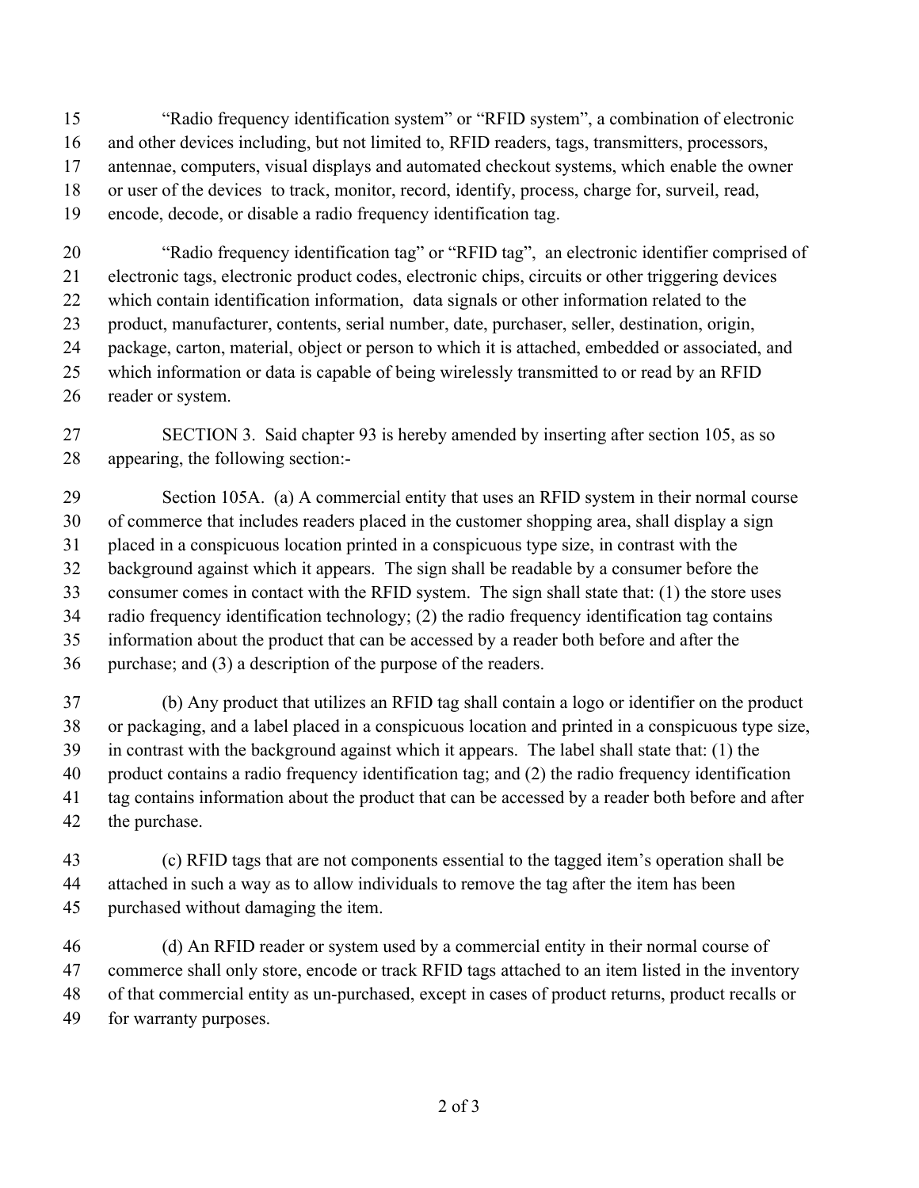"Radio frequency identification system" or "RFID system", a combination of electronic and other devices including, but not limited to, RFID readers, tags, transmitters, processors, antennae, computers, visual displays and automated checkout systems, which enable the owner or user of the devices to track, monitor, record, identify, process, charge for, surveil, read, encode, decode, or disable a radio frequency identification tag.

"Radio frequency identification tag" or "RFID tag", an electronic identifier comprised of electronic tags, electronic product codes, electronic chips, circuits or other triggering devices which contain identification information, data signals or other information related to the product, manufacturer, contents, serial number, date, purchaser, seller, destination, origin, package, carton, material, object or person to which it is attached, embedded or associated, and which information or data is capable of being wirelessly transmitted to or read by an RFID reader or system.

SECTION 3. Said chapter 93 is hereby amended by inserting after section 105, as so appearing, the following section:-

Section 105A. (a) A commercial entity that uses an RFID system in their normal course of commerce that includes readers placed in the customer shopping area, shall display a sign placed in a conspicuous location printed in a conspicuous type size, in contrast with the background against which it appears. The sign shall be readable by a consumer before the consumer comes in contact with the RFID system. The sign shall state that: (1) the store uses radio frequency identification technology; (2) the radio frequency identification tag contains information about the product that can be accessed by a reader both before and after the purchase; and (3) a description of the purpose of the readers.

(b) Any product that utilizes an RFID tag shall contain a logo or identifier on the product or packaging, and a label placed in a conspicuous location and printed in a conspicuous type size, in contrast with the background against which it appears. The label shall state that: (1) the product contains a radio frequency identification tag; and (2) the radio frequency identification tag contains information about the product that can be accessed by a reader both before and after the purchase.

(c) RFID tags that are not components essential to the tagged item's operation shall be attached in such a way as to allow individuals to remove the tag after the item has been purchased without damaging the item.

(d) An RFID reader or system used by a commercial entity in their normal course of commerce shall only store, encode or track RFID tags attached to an item listed in the inventory of that commercial entity as un-purchased, except in cases of product returns, product recalls or for warranty purposes.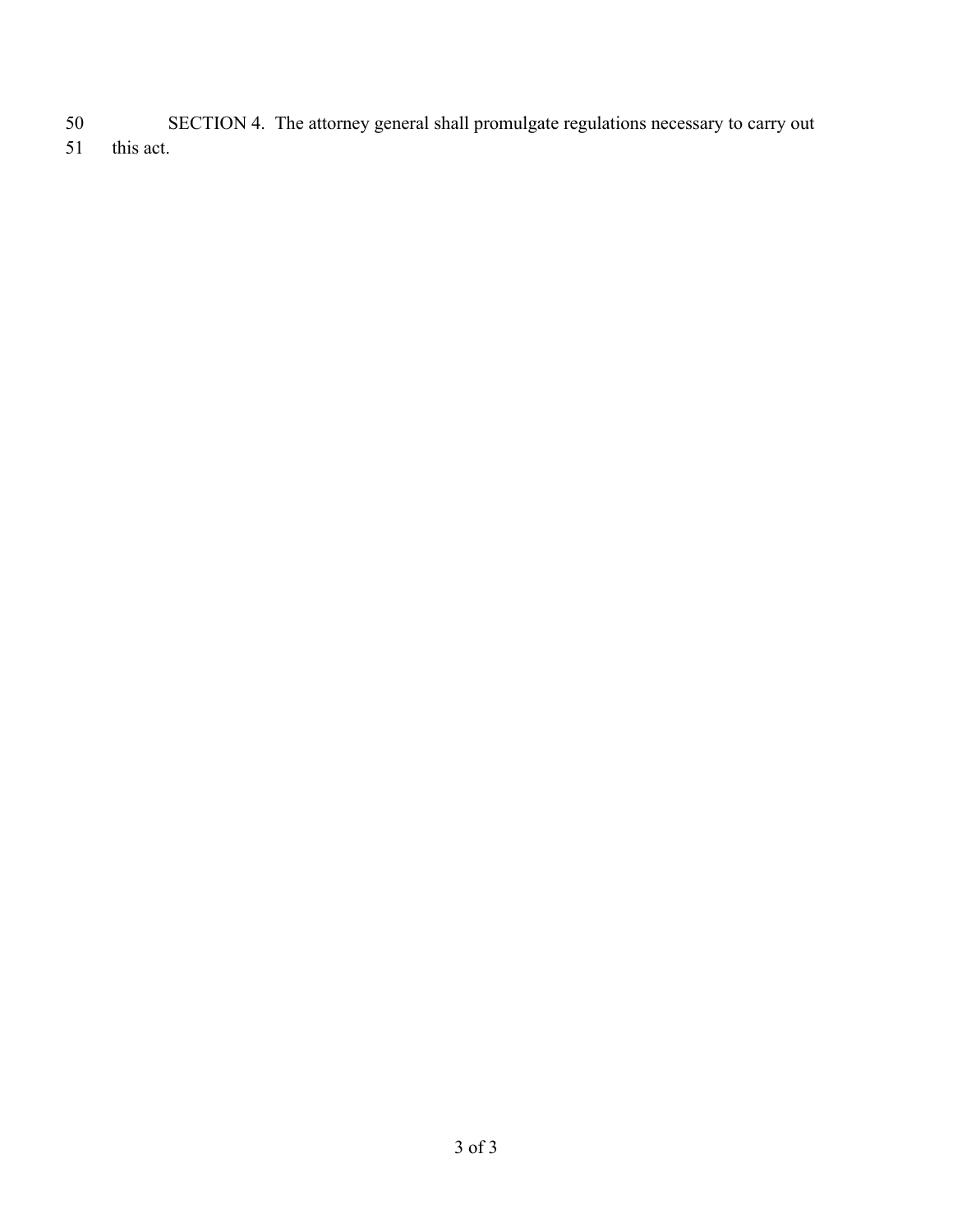SECTION 4. The attorney general shall promulgate regulations necessary to carry out this act.